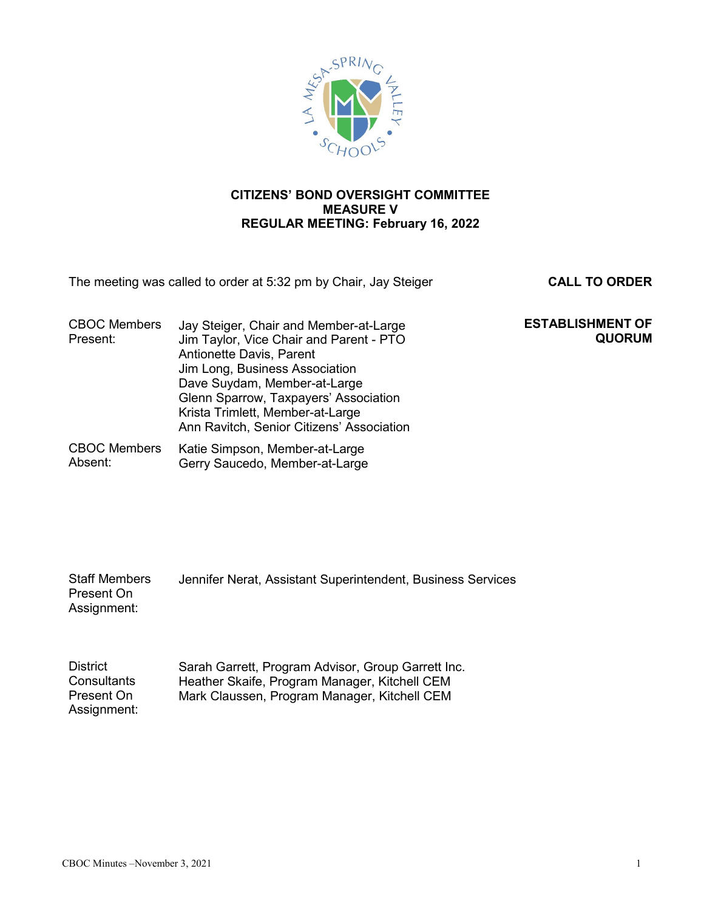LA MESA-SPRING VALLEY SCHOOLS

**CITIZENS' BOND OVERSIGHT COMMITTEE**
**MEASURE V**
**REGULAR MEETING: February 16, 2022**

**CALL TO ORDER**

The meeting was called to order at 5:32 pm by Chair, Jay Steiger

**ESTABLISHMENT OF QUORUM**

CBOC Members Present:
- Jay Steiger, Chair and Member-at-Large
- Jim Taylor, Vice Chair and Parent - PTO
- Antionette Davis, Parent
- Jim Long, Business Association
- Dave Suydam, Member-at-Large
- Glenn Sparrow, Taxpayers' Association
- Krista Trimlett, Member-at-Large
- Ann Ravitch, Senior Citizens' Association

CBOC Members Absent:
- Katie Simpson, Member-at-Large
- Gerry Saucedo, Member-at-Large

Staff Members Present On Assignment:
- Jennifer Nerat, Assistant Superintendent, Business Services

District Consultants Present On Assignment:
- Sarah Garrett, Program Advisor, Group Garrett Inc.
- Heather Skaife, Program Manager, Kitchell CEM
- Mark Claussen, Program Manager, Kitchell CEM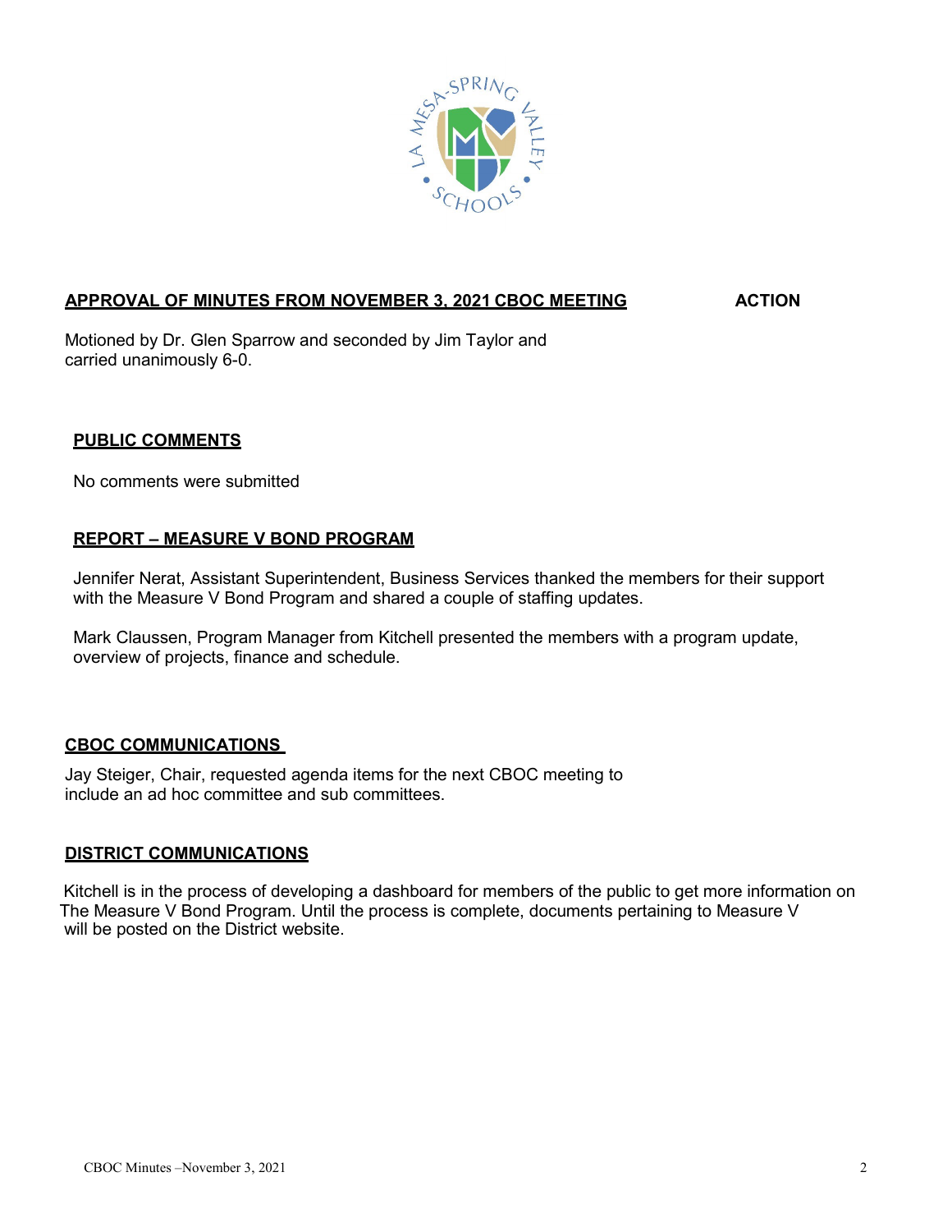## APPROVAL OF MINUTES FROM NOVEMBER 3, 2021 CBOC MEETING — ACTION

Motioned by Dr. Glen Sparrow and seconded by Jim Taylor and carried unanimously 6-0.

## PUBLIC COMMENTS

No comments were submitted

## REPORT – MEASURE V BOND PROGRAM

Jennifer Nerat, Assistant Superintendent, Business Services thanked the members for their support with the Measure V Bond Program and shared a couple of staffing updates.

Mark Claussen, Program Manager from Kitchell presented the members with a program update, overview of projects, finance and schedule.

## CBOC COMMUNICATIONS

Jay Steiger, Chair, requested agenda items for the next CBOC meeting to include an ad hoc committee and sub committees.

## DISTRICT COMMUNICATIONS

Kitchell is in the process of developing a dashboard for members of the public to get more information on The Measure V Bond Program. Until the process is complete, documents pertaining to Measure V will be posted on the District website.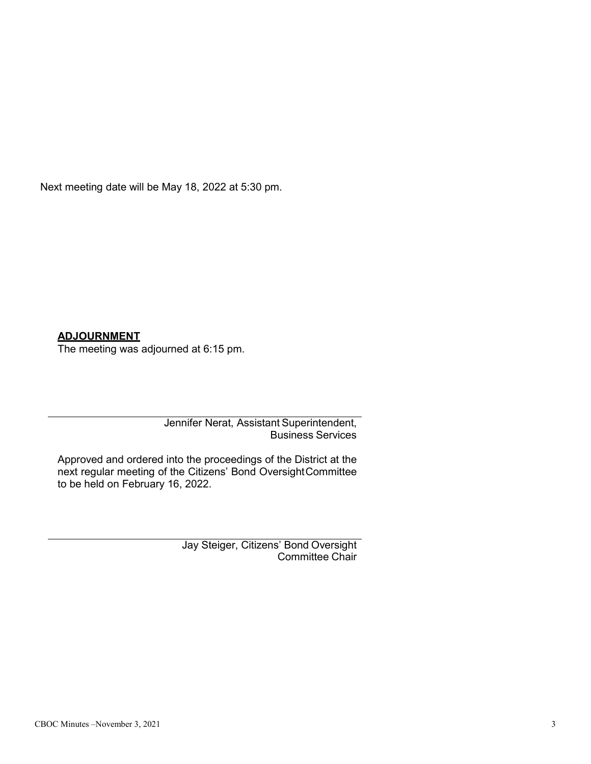Next meeting date will be May 18, 2022 at 5:30 pm.

**ADJOURNMENT**

The meeting was adjourned at 6:15 pm.

\_\_\_\_\_\_\_\_\_\_\_\_\_\_\_\_\_\_\_\_\_\_\_\_\_\_\_\_\_\_\_\_\_\_\_\_\_\_\_\_

Jennifer Nerat, Assistant Superintendent, Business Services

Approved and ordered into the proceedings of the District at the next regular meeting of the Citizens' Bond Oversight Committee to be held on February 16, 2022.

\_\_\_\_\_\_\_\_\_\_\_\_\_\_\_\_\_\_\_\_\_\_\_\_\_\_\_\_\_\_\_\_\_\_\_\_\_\_\_\_

Jay Steiger, Citizens' Bond Oversight Committee Chair